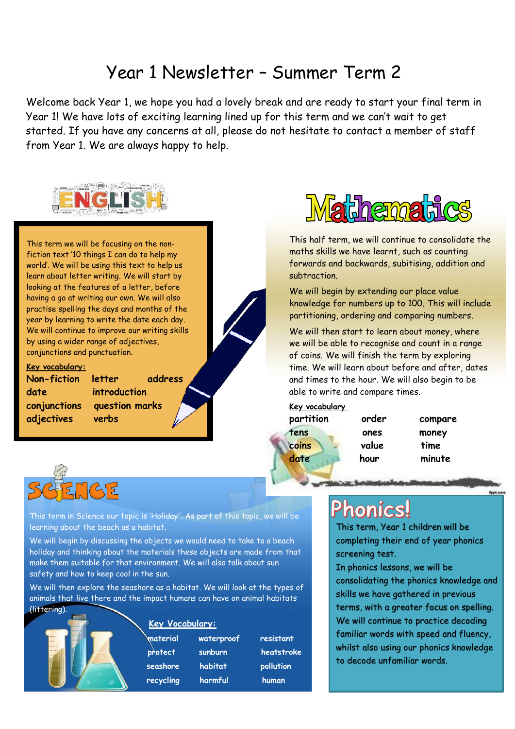# Year 1 Newsletter – Summer Term 2

Welcome back Year 1, we hope you had a lovely break and are ready to start your final term in Year 1! We have lots of exciting learning lined up for this term and we can't wait to get started. If you have any concerns at all, please do not hesitate to contact a member of staff from Year 1. We are always happy to help.

## English

This term we will be focusing on the non-fiction text '10 things I can do to help my world'. We will be using this text to help us learn about letter writing. We will start by looking at the features of a letter, before having a go at writing our own. We will also practise spelling the days and months of the year by learning to write the date each day. We will continue to improve our writing skills by using a wider range of adjectives, conjunctions and punctuation.

**Key vocabulary:**

| | | |
|---|---|---|
| **Non-fiction** | **letter** | **address** |
| **date** | **introduction** | |
| **conjunctions** | **question marks** | |
| **adjectives** | **verbs** | |

## Mathematics

This half term, we will continue to consolidate the maths skills we have learnt, such as counting forwards and backwards, subitising, addition and subtraction.

We will begin by extending our place value knowledge for numbers up to 100. This will include partitioning, ordering and comparing numbers.

We will then start to learn about money, where we will be able to recognise and count in a range of coins. We will finish the term by exploring time. We will learn about before and after, dates and times to the hour. We will also begin to be able to write and compare times.

**Key vocabulary**

| | | |
|---|---|---|
| **partition** | **order** | **compare** |
| **tens** | **ones** | **money** |
| **coins** | **value** | **time** |
| **date** | **hour** | **minute** |

## Science

This term in Science our topic is 'Holiday". As part of this topic, we will be learning about the beach as a habitat.

We will begin by discussing the objects we would need to take to a beach holiday and thinking about the materials these objects are made from that make them suitable for that environment. We will also talk about sun safety and how to keep cool in the sun.

We will then explore the seashore as a habitat. We will look at the types of animals that live there and the impact humans can have on animal habitats (littering).

**Key Vocabulary:**

| | | |
|---|---|---|
| **material** | **waterproof** | **resistant** |
| **protect** | **sunburn** | **heatstroke** |
| **seashore** | **habitat** | **pollution** |
| **recycling** | **harmful** | **human** |

## Phonics!

This term, Year 1 children will be completing their end of year phonics screening test.

In phonics lessons, we will be consolidating the phonics knowledge and skills we have gathered in previous terms, with a greater focus on spelling. We will continue to practice decoding familiar words with speed and fluency, whilst also using our phonics knowledge to decode unfamiliar words.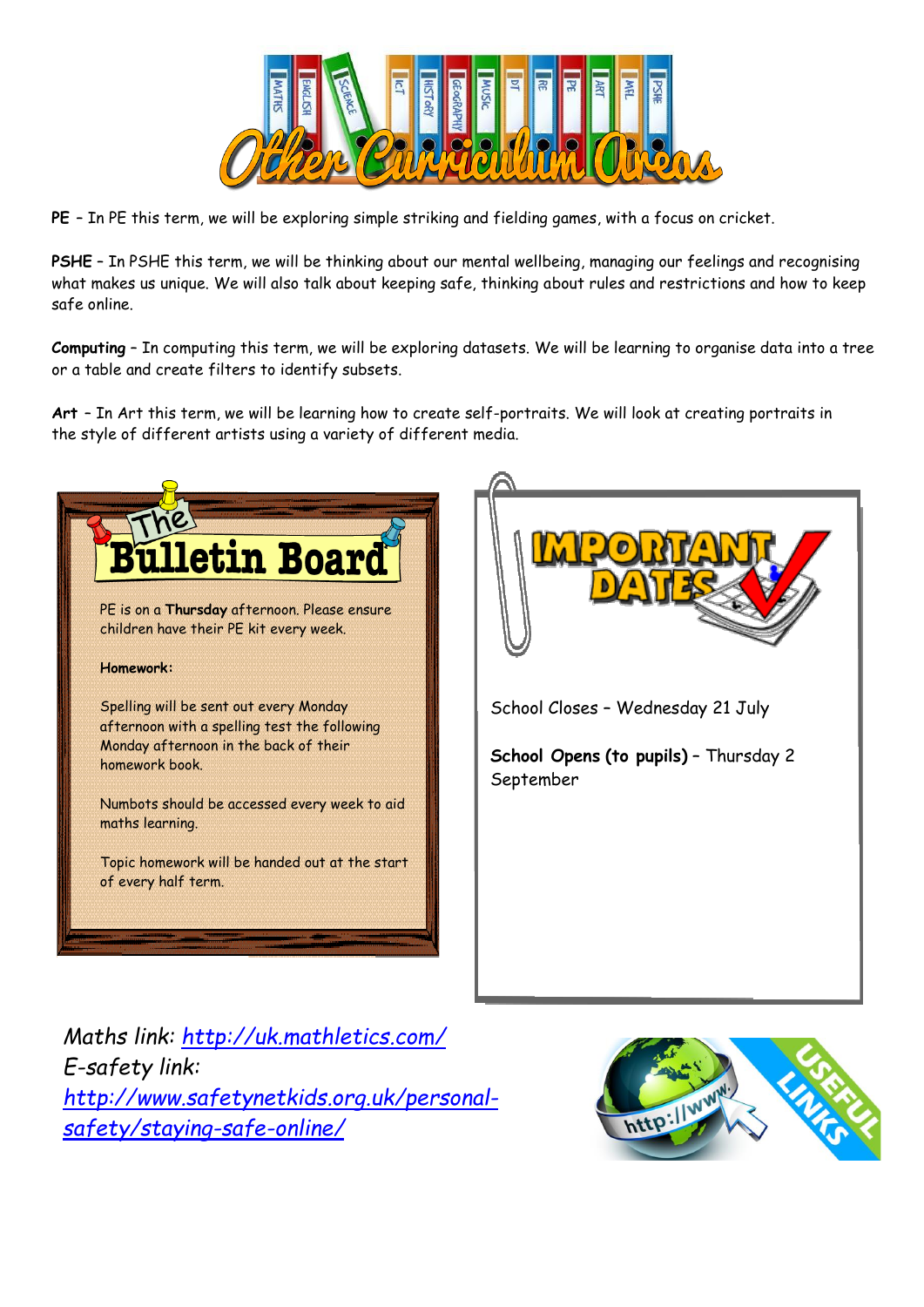# Other Curriculum Areas

**PE** – In PE this term, we will be exploring simple striking and fielding games, with a focus on cricket.

**PSHE** – In PSHE this term, we will be thinking about our mental wellbeing, managing our feelings and recognising what makes us unique. We will also talk about keeping safe, thinking about rules and restrictions and how to keep safe online.

**Computing** – In computing this term, we will be exploring datasets. We will be learning to organise data into a tree or a table and create filters to identify subsets.

**Art** – In Art this term, we will be learning how to create self-portraits. We will look at creating portraits in the style of different artists using a variety of different media.

## The Bulletin Board

PE is on a **Thursday** afternoon. Please ensure children have their PE kit every week.

**Homework:**

Spelling will be sent out every Monday afternoon with a spelling test the following Monday afternoon in the back of their homework book.

Numbots should be accessed every week to aid maths learning.

Topic homework will be handed out at the start of every half term.

## Important Dates

School Closes – Wednesday 21 July

**School Opens (to pupils)** – Thursday 2 September

## Useful Links

*Maths link: http://uk.mathletics.com/*

*E-safety link: http://www.safetynetkids.org.uk/personal-safety/staying-safe-online/*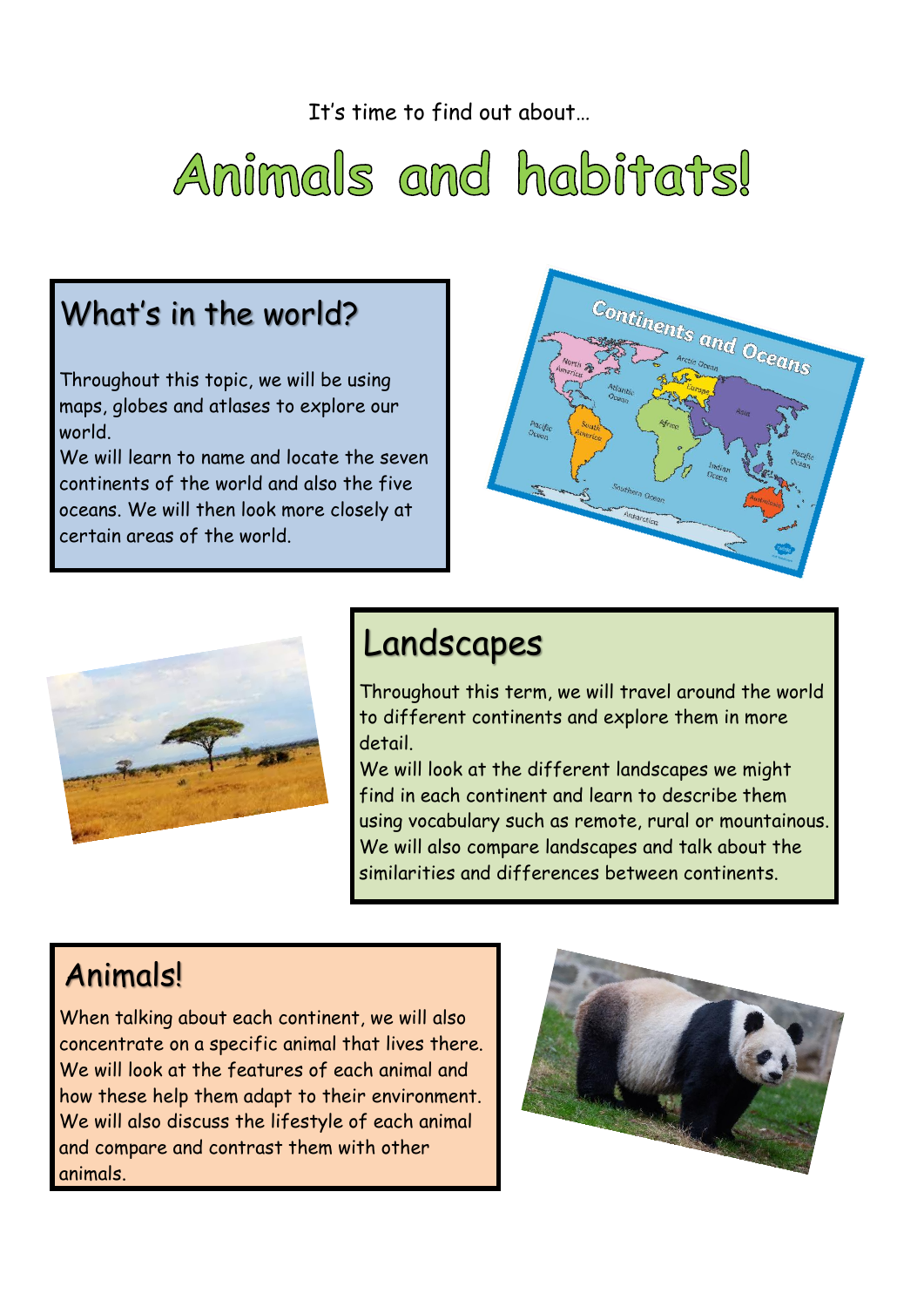It's time to find out about…

# Animals and habitats!

## What's in the world?

Throughout this topic, we will be using maps, globes and atlases to explore our world.
We will learn to name and locate the seven continents of the world and also the five oceans. We will then look more closely at certain areas of the world.

## Landscapes

Throughout this term, we will travel around the world to different continents and explore them in more detail.
We will look at the different landscapes we might find in each continent and learn to describe them using vocabulary such as remote, rural or mountainous.
We will also compare landscapes and talk about the similarities and differences between continents.

## Animals!

When talking about each continent, we will also concentrate on a specific animal that lives there.
We will look at the features of each animal and how these help them adapt to their environment.
We will also discuss the lifestyle of each animal and compare and contrast them with other animals.